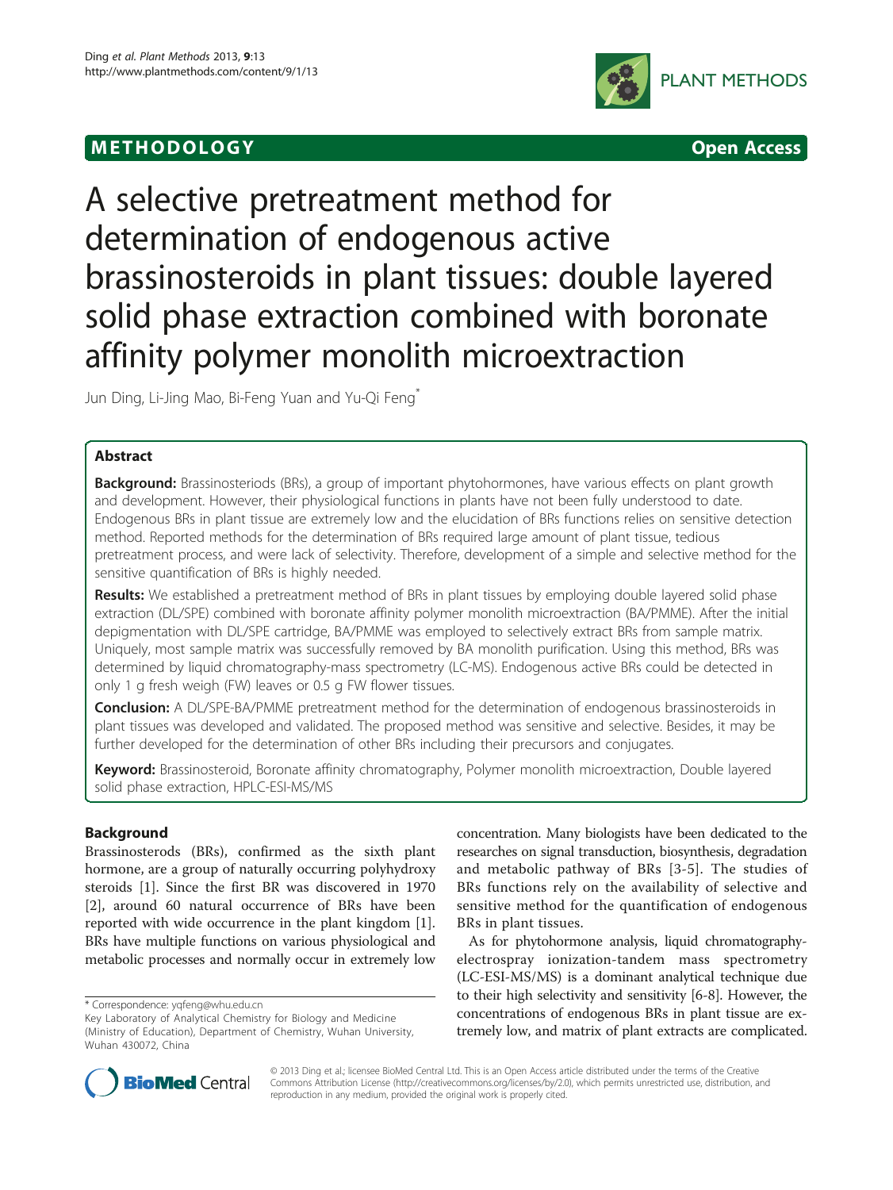# METHODOLOGY

Open Access

# A selective pretreatment method for determination of endogenous active brassinosteroids in plant tissues: double layered solid phase extraction combined with boronate affinity polymer monolith microextraction

Jun Ding, Li-Jing Mao, Bi-Feng Yuan and Yu-Qi Feng*

## Abstract

**Background:** Brassinosteriods (BRs), a group of important phytohormones, have various effects on plant growth and development. However, their physiological functions in plants have not been fully understood to date. Endogenous BRs in plant tissue are extremely low and the elucidation of BRs functions relies on sensitive detection method. Reported methods for the determination of BRs required large amount of plant tissue, tedious pretreatment process, and were lack of selectivity. Therefore, development of a simple and selective method for the sensitive quantification of BRs is highly needed.

**Results:** We established a pretreatment method of BRs in plant tissues by employing double layered solid phase extraction (DL/SPE) combined with boronate affinity polymer monolith microextraction (BA/PMME). After the initial depigmentation with DL/SPE cartridge, BA/PMME was employed to selectively extract BRs from sample matrix. Uniquely, most sample matrix was successfully removed by BA monolith purification. Using this method, BRs was determined by liquid chromatography-mass spectrometry (LC-MS). Endogenous active BRs could be detected in only 1 g fresh weigh (FW) leaves or 0.5 g FW flower tissues.

**Conclusion:** A DL/SPE-BA/PMME pretreatment method for the determination of endogenous brassinosteroids in plant tissues was developed and validated. The proposed method was sensitive and selective. Besides, it may be further developed for the determination of other BRs including their precursors and conjugates.

**Keyword:** Brassinosteroid, Boronate affinity chromatography, Polymer monolith microextraction, Double layered solid phase extraction, HPLC-ESI-MS/MS

## Background

Brassinosterods (BRs), confirmed as the sixth plant hormone, are a group of naturally occurring polyhydroxy steroids [1]. Since the first BR was discovered in 1970 [2], around 60 natural occurrence of BRs have been reported with wide occurrence in the plant kingdom [1]. BRs have multiple functions on various physiological and metabolic processes and normally occur in extremely low concentration. Many biologists have been dedicated to the researches on signal transduction, biosynthesis, degradation and metabolic pathway of BRs [3-5]. The studies of BRs functions rely on the availability of selective and sensitive method for the quantification of endogenous BRs in plant tissues.

As for phytohormone analysis, liquid chromatography-electrospray ionization-tandem mass spectrometry (LC-ESI-MS/MS) is a dominant analytical technique due to their high selectivity and sensitivity [6-8]. However, the concentrations of endogenous BRs in plant tissue are extremely low, and matrix of plant extracts are complicated.

\* Correspondence: yqfeng@whu.edu.cn
Key Laboratory of Analytical Chemistry for Biology and Medicine (Ministry of Education), Department of Chemistry, Wuhan University, Wuhan 430072, China

© 2013 Ding et al.; licensee BioMed Central Ltd. This is an Open Access article distributed under the terms of the Creative Commons Attribution License (http://creativecommons.org/licenses/by/2.0), which permits unrestricted use, distribution, and reproduction in any medium, provided the original work is properly cited.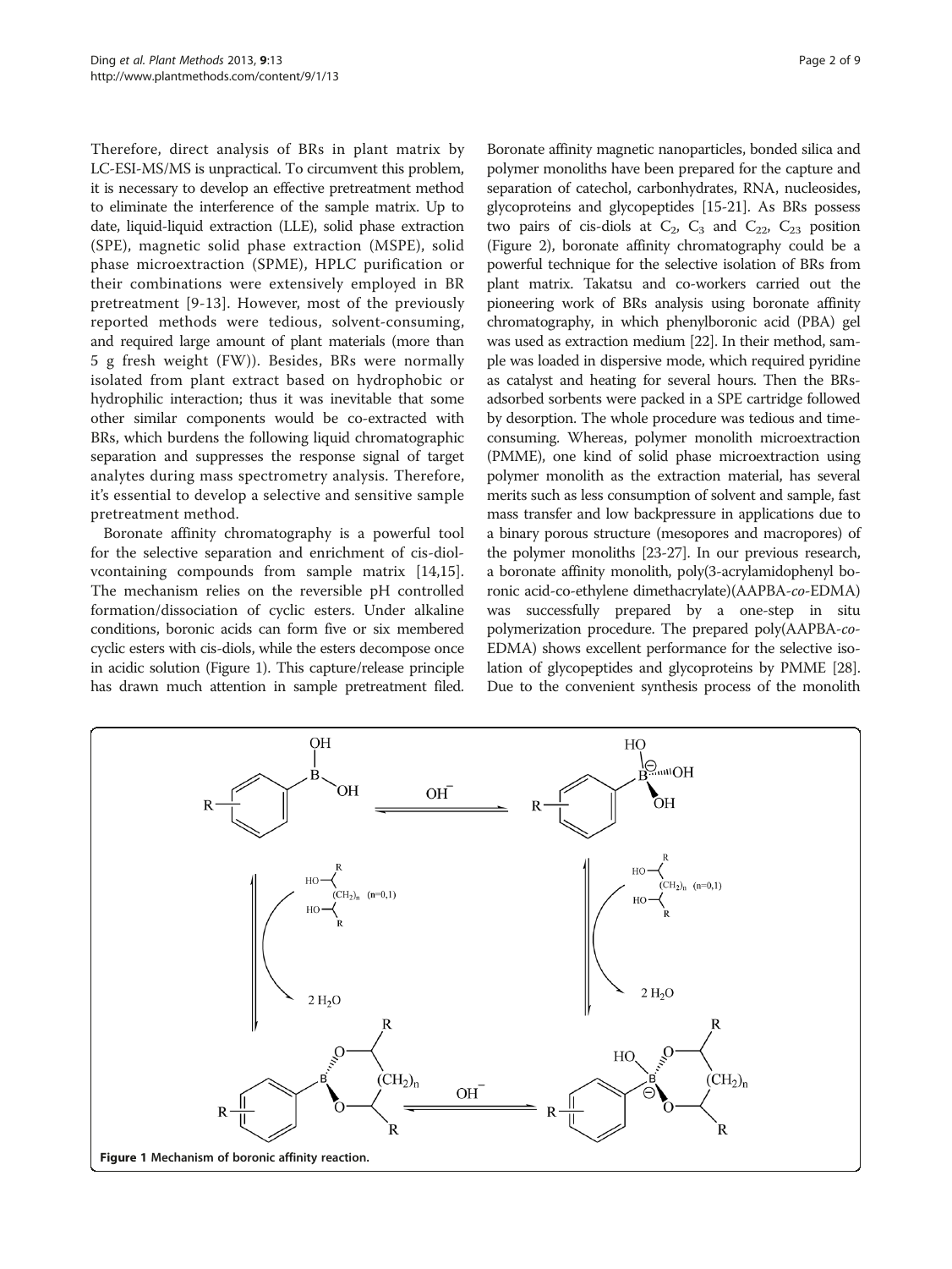Therefore, direct analysis of BRs in plant matrix by LC-ESI-MS/MS is unpractical. To circumvent this problem, it is necessary to develop an effective pretreatment method to eliminate the interference of the sample matrix. Up to date, liquid-liquid extraction (LLE), solid phase extraction (SPE), magnetic solid phase extraction (MSPE), solid phase microextraction (SPME), HPLC purification or their combinations were extensively employed in BR pretreatment [9-13]. However, most of the previously reported methods were tedious, solvent-consuming, and required large amount of plant materials (more than 5 g fresh weight (FW)). Besides, BRs were normally isolated from plant extract based on hydrophobic or hydrophilic interaction; thus it was inevitable that some other similar components would be co-extracted with BRs, which burdens the following liquid chromatographic separation and suppresses the response signal of target analytes during mass spectrometry analysis. Therefore, it's essential to develop a selective and sensitive sample pretreatment method.

Boronate affinity chromatography is a powerful tool for the selective separation and enrichment of cis-diol-vcontaining compounds from sample matrix [14,15]. The mechanism relies on the reversible pH controlled formation/dissociation of cyclic esters. Under alkaline conditions, boronic acids can form five or six membered cyclic esters with cis-diols, while the esters decompose once in acidic solution (Figure 1). This capture/release principle has drawn much attention in sample pretreatment filed. Boronate affinity magnetic nanoparticles, bonded silica and polymer monoliths have been prepared for the capture and separation of catechol, carbonhydrates, RNA, nucleosides, glycoproteins and glycopeptides [15-21]. As BRs possess two pairs of cis-diols at $C_2$, $C_3$ and $C_{22}$, $C_{23}$ position (Figure 2), boronate affinity chromatography could be a powerful technique for the selective isolation of BRs from plant matrix. Takatsu and co-workers carried out the pioneering work of BRs analysis using boronate affinity chromatography, in which phenylboronic acid (PBA) gel was used as extraction medium [22]. In their method, sample was loaded in dispersive mode, which required pyridine as catalyst and heating for several hours. Then the BRs-adsorbed sorbents were packed in a SPE cartridge followed by desorption. The whole procedure was tedious and time-consuming. Whereas, polymer monolith microextraction (PMME), one kind of solid phase microextraction using polymer monolith as the extraction material, has several merits such as less consumption of solvent and sample, fast mass transfer and low backpressure in applications due to a binary porous structure (mesopores and macropores) of the polymer monoliths [23-27]. In our previous research, a boronate affinity monolith, poly(3-acrylamidophenyl boronic acid-co-ethylene dimethacrylate)(AAPBA-*co*-EDMA) was successfully prepared by a one-step in situ polymerization procedure. The prepared poly(AAPBA-*co*-EDMA) shows excellent performance for the selective isolation of glycopeptides and glycoproteins by PMME [28]. Due to the convenient synthesis process of the monolith

**Figure 1 Mechanism of boronic affinity reaction.**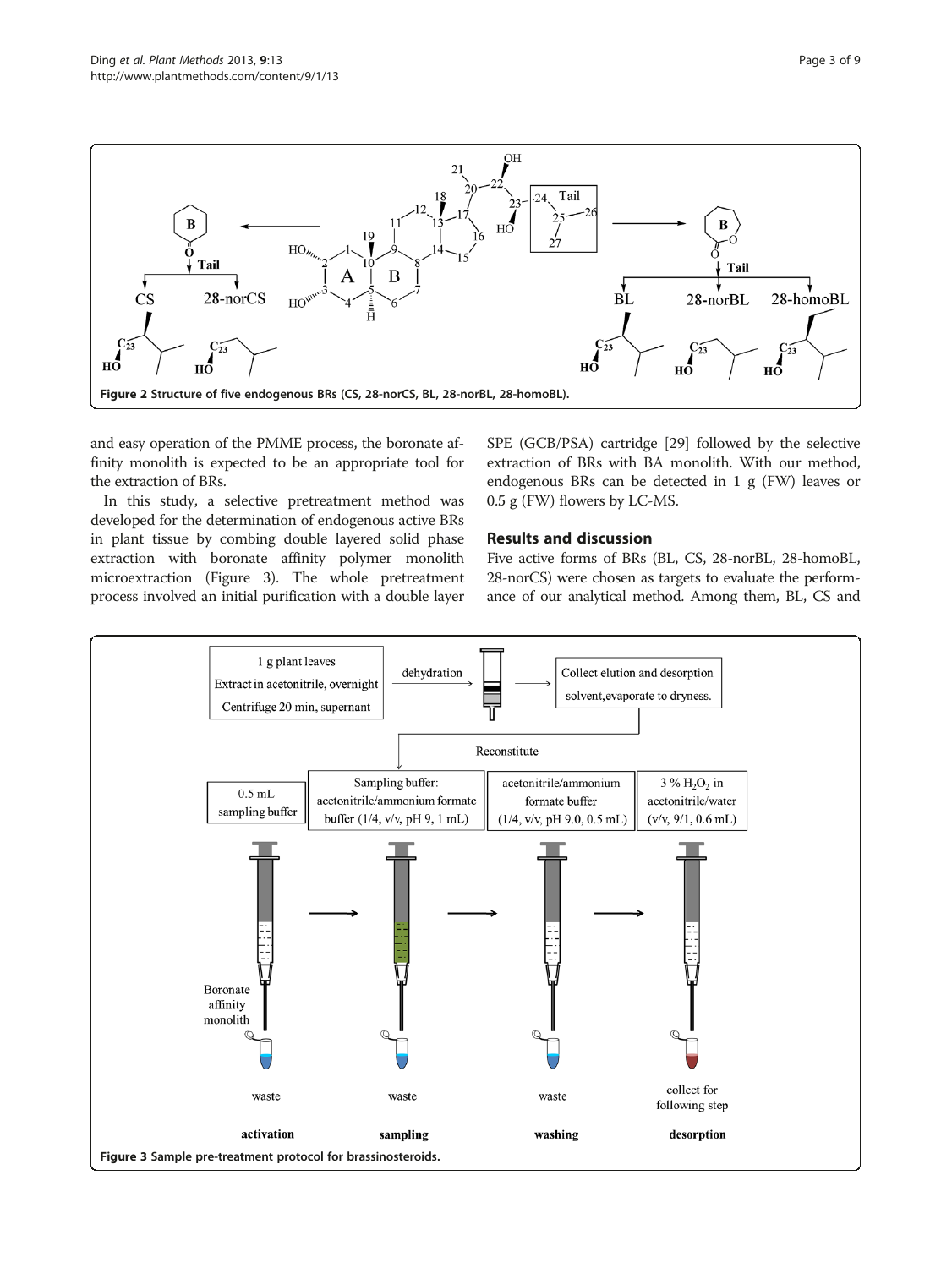Figure 2 Structure of five endogenous BRs (CS, 28-norCS, BL, 28-norBL, 28-homoBL).

and easy operation of the PMME process, the boronate affinity monolith is expected to be an appropriate tool for the extraction of BRs.

In this study, a selective pretreatment method was developed for the determination of endogenous active BRs in plant tissue by combing double layered solid phase extraction with boronate affinity polymer monolith microextraction (Figure 3). The whole pretreatment process involved an initial purification with a double layer SPE (GCB/PSA) cartridge [29] followed by the selective extraction of BRs with BA monolith. With our method, endogenous BRs can be detected in 1 g (FW) leaves or 0.5 g (FW) flowers by LC-MS.

## Results and discussion

Five active forms of BRs (BL, CS, 28-norBL, 28-homoBL, 28-norCS) were chosen as targets to evaluate the performance of our analytical method. Among them, BL, CS and

Figure 3 Sample pre-treatment protocol for brassinosteroids.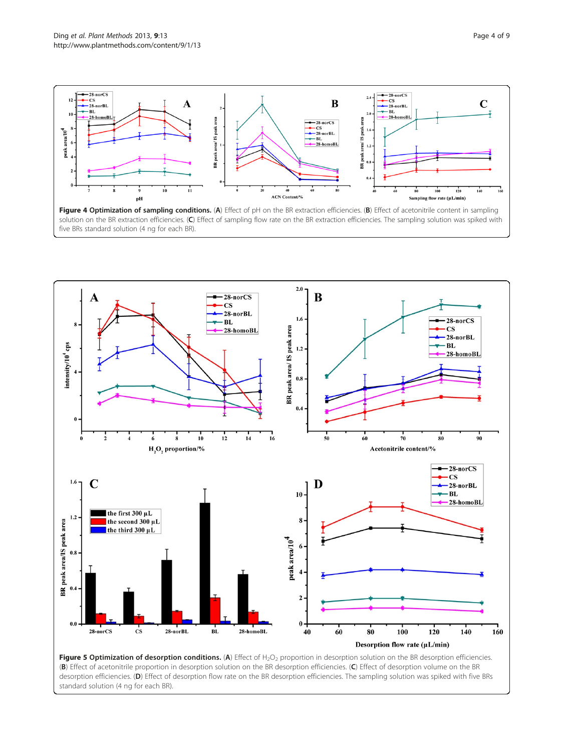**Figure 4 Optimization of sampling conditions.** (**A**) Effect of pH on the BR extraction efficiencies. (**B**) Effect of acetonitrile content in sampling solution on the BR extraction efficiencies. (**C**) Effect of sampling flow rate on the BR extraction efficiencies. The sampling solution was spiked with five BRs standard solution (4 ng for each BR).

**Figure 5 Optimization of desorption conditions.** (**A**) Effect of $H_2O_2$ proportion in desorption solution on the BR desorption efficiencies. (**B**) Effect of acetonitrile proportion in desorption solution on the BR desorption efficiencies. (**C**) Effect of desorption volume on the BR desorption efficiencies. (**D**) Effect of desorption flow rate on the BR desorption efficiencies. The sampling solution was spiked with five BRs standard solution (4 ng for each BR).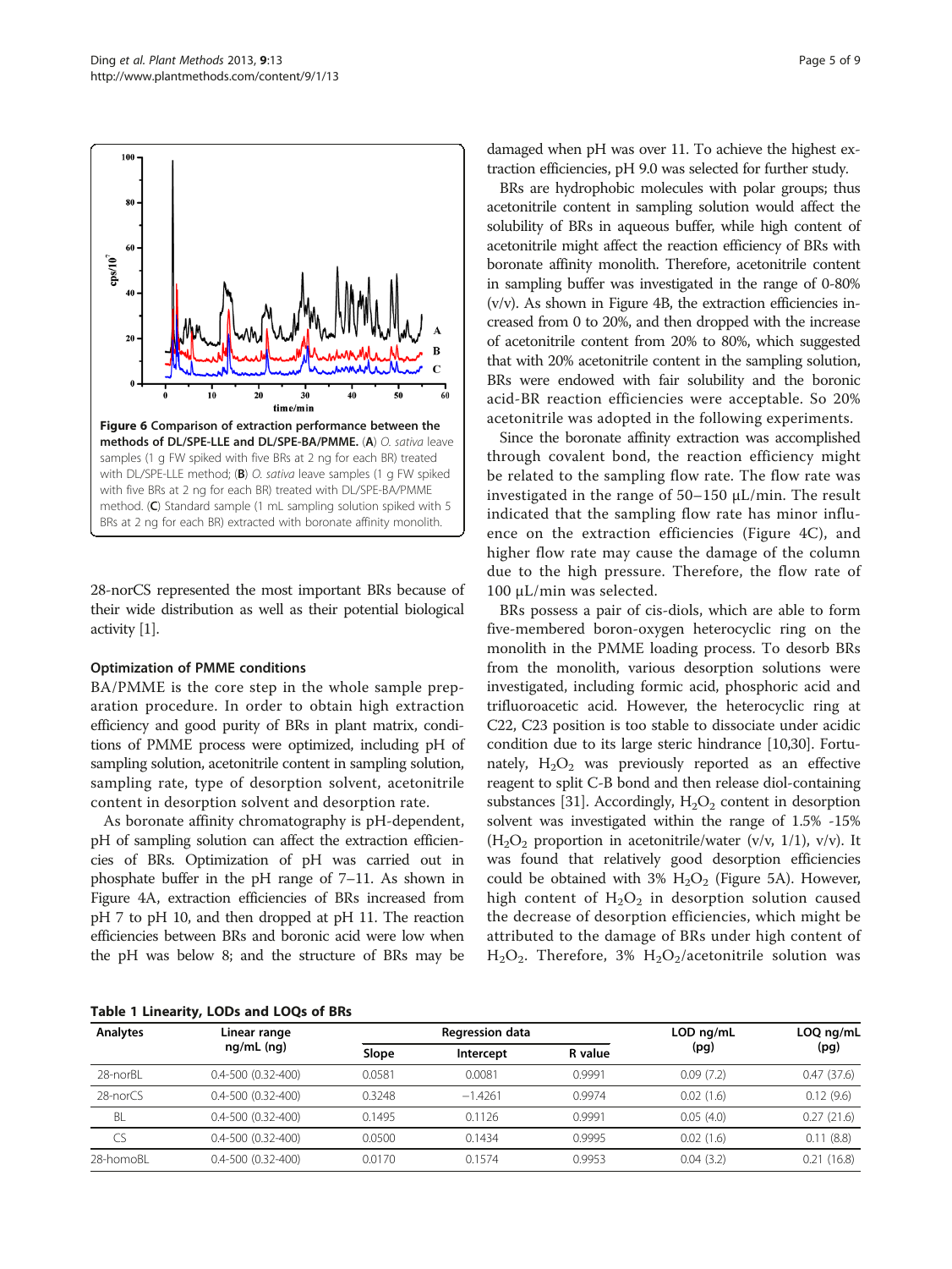Figure 6 Comparison of extraction performance between the methods of DL/SPE-LLE and DL/SPE-BA/PMME. (A) *O. sativa* leave samples (1 g FW spiked with five BRs at 2 ng for each BR) treated with DL/SPE-LLE method; (B) *O. sativa* leave samples (1 g FW spiked with five BRs at 2 ng for each BR) treated with DL/SPE-BA/PMME method. (C) Standard sample (1 mL sampling solution spiked with 5 BRs at 2 ng for each BR) extracted with boronate affinity monolith.

28-norCS represented the most important BRs because of their wide distribution as well as their potential biological activity [1].

### Optimization of PMME conditions

BA/PMME is the core step in the whole sample preparation procedure. In order to obtain high extraction efficiency and good purity of BRs in plant matrix, conditions of PMME process were optimized, including pH of sampling solution, acetonitrile content in sampling solution, sampling rate, type of desorption solvent, acetonitrile content in desorption solvent and desorption rate.

As boronate affinity chromatography is pH-dependent, pH of sampling solution can affect the extraction efficiencies of BRs. Optimization of pH was carried out in phosphate buffer in the pH range of 7–11. As shown in Figure 4A, extraction efficiencies of BRs increased from pH 7 to pH 10, and then dropped at pH 11. The reaction efficiencies between BRs and boronic acid were low when the pH was below 8; and the structure of BRs may be damaged when pH was over 11. To achieve the highest extraction efficiencies, pH 9.0 was selected for further study.

BRs are hydrophobic molecules with polar groups; thus acetonitrile content in sampling solution would affect the solubility of BRs in aqueous buffer, while high content of acetonitrile might affect the reaction efficiency of BRs with boronate affinity monolith. Therefore, acetonitrile content in sampling buffer was investigated in the range of 0-80% (v/v). As shown in Figure 4B, the extraction efficiencies increased from 0 to 20%, and then dropped with the increase of acetonitrile content from 20% to 80%, which suggested that with 20% acetonitrile content in the sampling solution, BRs were endowed with fair solubility and the boronic acid-BR reaction efficiencies were acceptable. So 20% acetonitrile was adopted in the following experiments.

Since the boronate affinity extraction was accomplished through covalent bond, the reaction efficiency might be related to the sampling flow rate. The flow rate was investigated in the range of 50–150 μL/min. The result indicated that the sampling flow rate has minor influence on the extraction efficiencies (Figure 4C), and higher flow rate may cause the damage of the column due to the high pressure. Therefore, the flow rate of 100 μL/min was selected.

BRs possess a pair of cis-diols, which are able to form five-membered boron-oxygen heterocyclic ring on the monolith in the PMME loading process. To desorb BRs from the monolith, various desorption solutions were investigated, including formic acid, phosphoric acid and trifluoroacetic acid. However, the heterocyclic ring at C22, C23 position is too stable to dissociate under acidic condition due to its large steric hindrance [10,30]. Fortunately, $H_2O_2$ was previously reported as an effective reagent to split C-B bond and then release diol-containing substances [31]. Accordingly, $H_2O_2$ content in desorption solvent was investigated within the range of 1.5% -15% ($H_2O_2$ proportion in acetonitrile/water (v/v, 1/1), v/v). It was found that relatively good desorption efficiencies could be obtained with 3% $H_2O_2$ (Figure 5A). However, high content of $H_2O_2$ in desorption solution caused the decrease of desorption efficiencies, which might be attributed to the damage of BRs under high content of $H_2O_2$. Therefore, 3% $H_2O_2$/acetonitrile solution was

**Table 1 Linearity, LODs and LOQs of BRs**

| Analytes | Linear range ng/mL (ng) | Regression data | | | LOD ng/mL (pg) | LOQ ng/mL (pg) |
|---|---|---|---|---|---|---|
| | | Slope | Intercept | R value | | |
| 28-norBL | 0.4-500 (0.32-400) | 0.0581 | 0.0081 | 0.9991 | 0.09 (7.2) | 0.47 (37.6) |
| 28-norCS | 0.4-500 (0.32-400) | 0.3248 | −1.4261 | 0.9974 | 0.02 (1.6) | 0.12 (9.6) |
| BL | 0.4-500 (0.32-400) | 0.1495 | 0.1126 | 0.9991 | 0.05 (4.0) | 0.27 (21.6) |
| CS | 0.4-500 (0.32-400) | 0.0500 | 0.1434 | 0.9995 | 0.02 (1.6) | 0.11 (8.8) |
| 28-homoBL | 0.4-500 (0.32-400) | 0.0170 | 0.1574 | 0.9953 | 0.04 (3.2) | 0.21 (16.8) |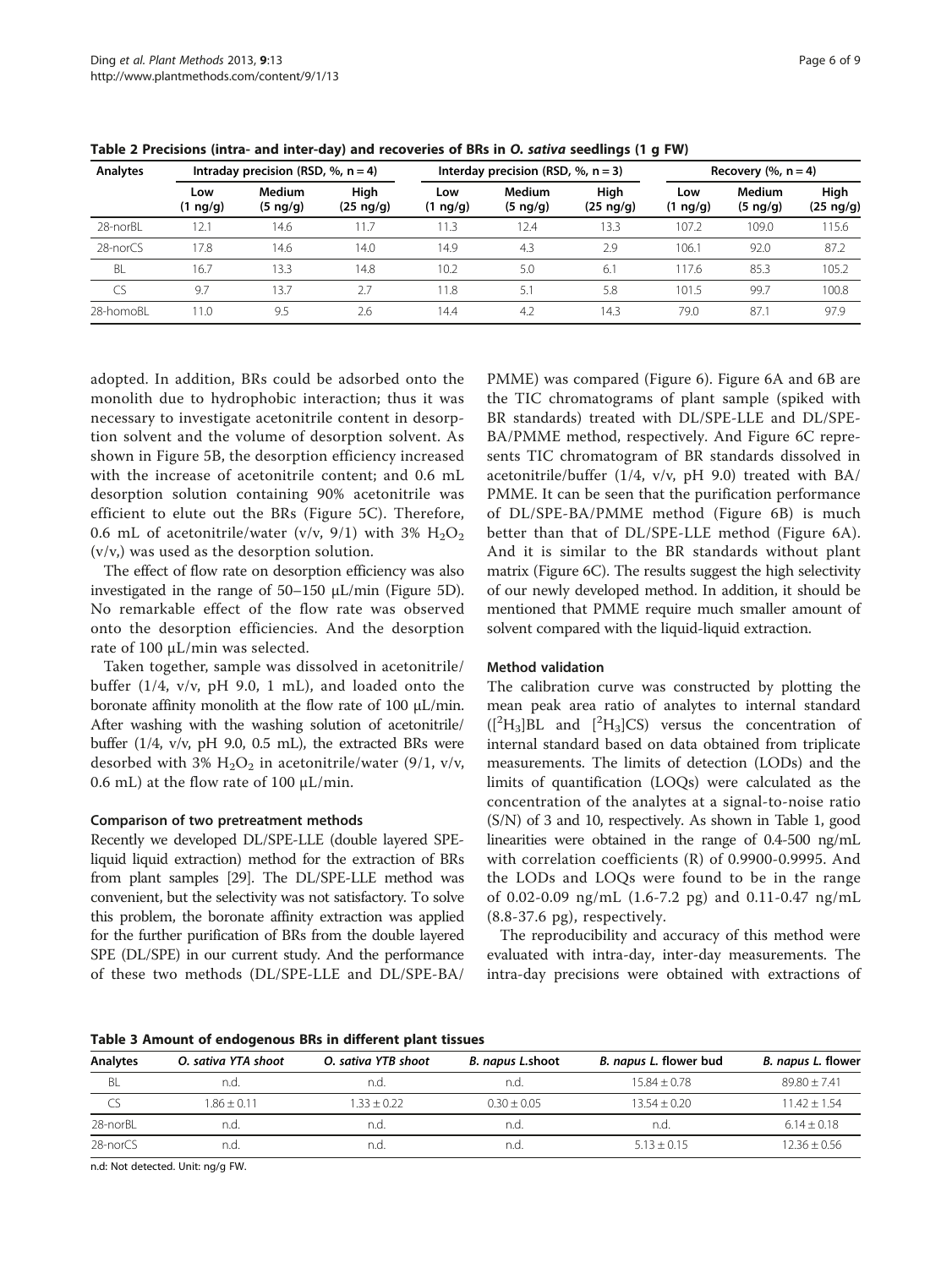**Table 2 Precisions (intra- and inter-day) and recoveries of BRs in *O. sativa* seedlings (1 g FW)**

| Analytes | Intraday precision (RSD, %, n = 4) | | | Interday precision (RSD, %, n = 3) | | | Recovery (%, n = 4) | | |
|---|---|---|---|---|---|---|---|---|---|
| | Low (1 ng/g) | Medium (5 ng/g) | High (25 ng/g) | Low (1 ng/g) | Medium (5 ng/g) | High (25 ng/g) | Low (1 ng/g) | Medium (5 ng/g) | High (25 ng/g) |
| 28-norBL | 12.1 | 14.6 | 11.7 | 11.3 | 12.4 | 13.3 | 107.2 | 109.0 | 115.6 |
| 28-norCS | 17.8 | 14.6 | 14.0 | 14.9 | 4.3 | 2.9 | 106.1 | 92.0 | 87.2 |
| BL | 16.7 | 13.3 | 14.8 | 10.2 | 5.0 | 6.1 | 117.6 | 85.3 | 105.2 |
| CS | 9.7 | 13.7 | 2.7 | 11.8 | 5.1 | 5.8 | 101.5 | 99.7 | 100.8 |
| 28-homoBL | 11.0 | 9.5 | 2.6 | 14.4 | 4.2 | 14.3 | 79.0 | 87.1 | 97.9 |

adopted. In addition, BRs could be adsorbed onto the monolith due to hydrophobic interaction; thus it was necessary to investigate acetonitrile content in desorption solvent and the volume of desorption solvent. As shown in Figure 5B, the desorption efficiency increased with the increase of acetonitrile content; and 0.6 mL desorption solution containing 90% acetonitrile was efficient to elute out the BRs (Figure 5C). Therefore, 0.6 mL of acetonitrile/water (v/v, 9/1) with 3% $H_2O_2$ (v/v,) was used as the desorption solution.

The effect of flow rate on desorption efficiency was also investigated in the range of 50–150 μL/min (Figure 5D). No remarkable effect of the flow rate was observed onto the desorption efficiencies. And the desorption rate of 100 μL/min was selected.

Taken together, sample was dissolved in acetonitrile/buffer (1/4, v/v, pH 9.0, 1 mL), and loaded onto the boronate affinity monolith at the flow rate of 100 μL/min. After washing with the washing solution of acetonitrile/buffer (1/4, v/v, pH 9.0, 0.5 mL), the extracted BRs were desorbed with 3% $H_2O_2$ in acetonitrile/water (9/1, v/v, 0.6 mL) at the flow rate of 100 μL/min.

### Comparison of two pretreatment methods

Recently we developed DL/SPE-LLE (double layered SPE-liquid liquid extraction) method for the extraction of BRs from plant samples [29]. The DL/SPE-LLE method was convenient, but the selectivity was not satisfactory. To solve this problem, the boronate affinity extraction was applied for the further purification of BRs from the double layered SPE (DL/SPE) in our current study. And the performance of these two methods (DL/SPE-LLE and DL/SPE-BA/PMME) was compared (Figure 6). Figure 6A and 6B are the TIC chromatograms of plant sample (spiked with BR standards) treated with DL/SPE-LLE and DL/SPE-BA/PMME method, respectively. And Figure 6C represents TIC chromatogram of BR standards dissolved in acetonitrile/buffer (1/4, v/v, pH 9.0) treated with BA/PMME. It can be seen that the purification performance of DL/SPE-BA/PMME method (Figure 6B) is much better than that of DL/SPE-LLE method (Figure 6A). And it is similar to the BR standards without plant matrix (Figure 6C). The results suggest the high selectivity of our newly developed method. In addition, it should be mentioned that PMME require much smaller amount of solvent compared with the liquid-liquid extraction.

### Method validation

The calibration curve was constructed by plotting the mean peak area ratio of analytes to internal standard ([$^2H_3$]BL and [$^2H_3$]CS) versus the concentration of internal standard based on data obtained from triplicate measurements. The limits of detection (LODs) and the limits of quantification (LOQs) were calculated as the concentration of the analytes at a signal-to-noise ratio (S/N) of 3 and 10, respectively. As shown in Table 1, good linearities were obtained in the range of 0.4-500 ng/mL with correlation coefficients (R) of 0.9900-0.9995. And the LODs and LOQs were found to be in the range of 0.02-0.09 ng/mL (1.6-7.2 pg) and 0.11-0.47 ng/mL (8.8-37.6 pg), respectively.

The reproducibility and accuracy of this method were evaluated with intra-day, inter-day measurements. The intra-day precisions were obtained with extractions of

**Table 3 Amount of endogenous BRs in different plant tissues**

| Analytes | *O. sativa* YTA shoot | *O. sativa* YTB shoot | *B. napus L.*shoot | *B. napus L.* flower bud | *B. napus L.* flower |
|---|---|---|---|---|---|
| BL | n.d. | n.d. | n.d. | 15.84 ± 0.78 | 89.80 ± 7.41 |
| CS | 1.86 ± 0.11 | 1.33 ± 0.22 | 0.30 ± 0.05 | 13.54 ± 0.20 | 11.42 ± 1.54 |
| 28-norBL | n.d. | n.d. | n.d. | n.d. | 6.14 ± 0.18 |
| 28-norCS | n.d. | n.d. | n.d. | 5.13 ± 0.15 | 12.36 ± 0.56 |

n.d: Not detected. Unit: ng/g FW.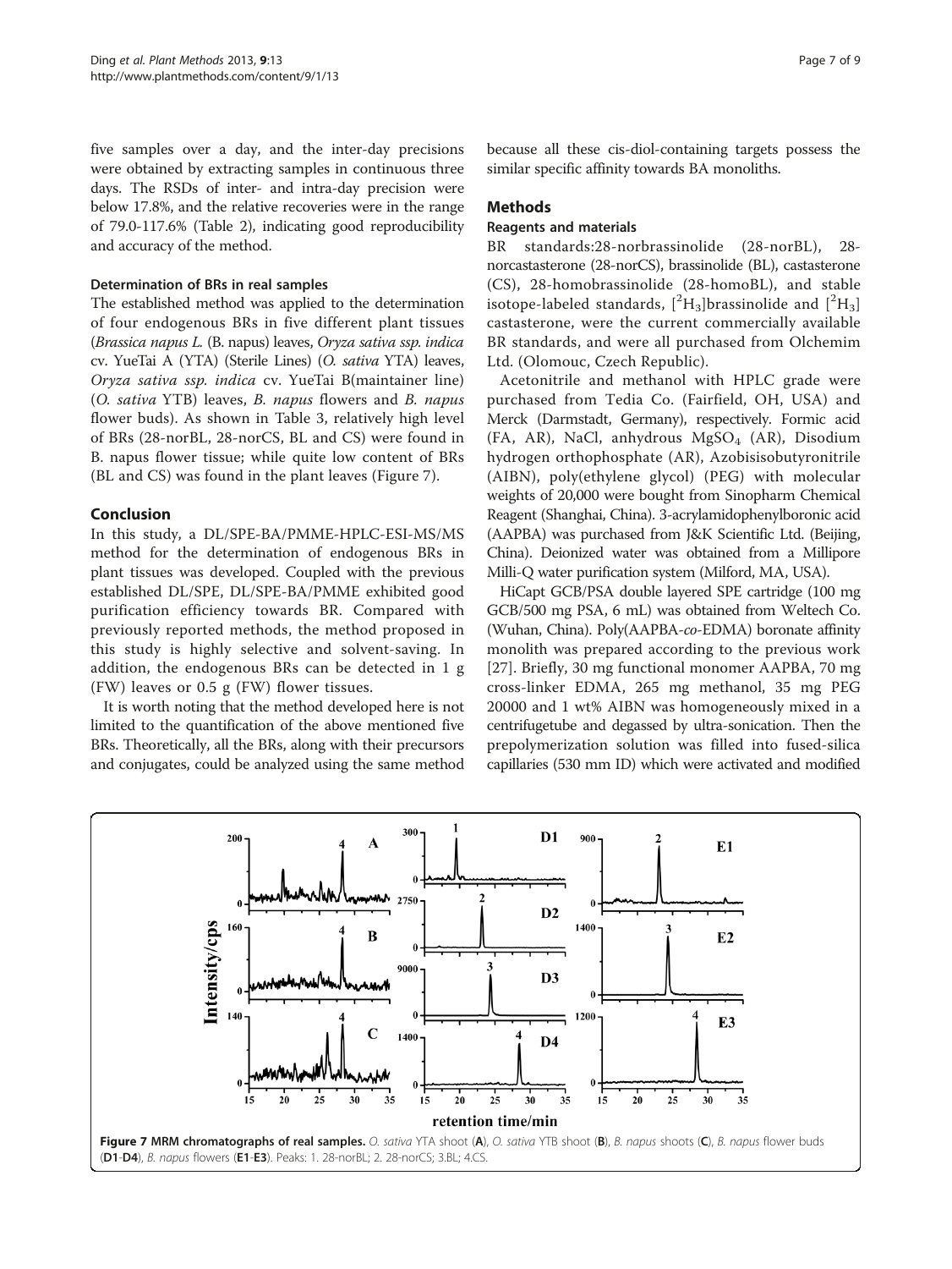five samples over a day, and the inter-day precisions were obtained by extracting samples in continuous three days. The RSDs of inter- and intra-day precision were below 17.8%, and the relative recoveries were in the range of 79.0-117.6% (Table 2), indicating good reproducibility and accuracy of the method.

### Determination of BRs in real samples

The established method was applied to the determination of four endogenous BRs in five different plant tissues (*Brassica napus L.* (B. napus) leaves, *Oryza sativa ssp. indica* cv. YueTai A (YTA) (Sterile Lines) (*O. sativa* YTA) leaves, *Oryza sativa ssp. indica* cv. YueTai B(maintainer line) (*O. sativa* YTB) leaves, *B. napus* flowers and *B. napus* flower buds). As shown in Table 3, relatively high level of BRs (28-norBL, 28-norCS, BL and CS) were found in B. napus flower tissue; while quite low content of BRs (BL and CS) was found in the plant leaves (Figure 7).

## Conclusion

In this study, a DL/SPE-BA/PMME-HPLC-ESI-MS/MS method for the determination of endogenous BRs in plant tissues was developed. Coupled with the previous established DL/SPE, DL/SPE-BA/PMME exhibited good purification efficiency towards BR. Compared with previously reported methods, the method proposed in this study is highly selective and solvent-saving. In addition, the endogenous BRs can be detected in 1 g (FW) leaves or 0.5 g (FW) flower tissues.

It is worth noting that the method developed here is not limited to the quantification of the above mentioned five BRs. Theoretically, all the BRs, along with their precursors and conjugates, could be analyzed using the same method because all these cis-diol-containing targets possess the similar specific affinity towards BA monoliths.

## Methods

### Reagents and materials

BR standards:28-norbrassinolide (28-norBL), 28-norcastasterone (28-norCS), brassinolide (BL), castasterone (CS), 28-homobrassinolide (28-homoBL), and stable isotope-labeled standards, $[^2H_3]$brassinolide and $[^2H_3]$ castasterone, were the current commercially available BR standards, and were all purchased from Olchemim Ltd. (Olomouc, Czech Republic).

Acetonitrile and methanol with HPLC grade were purchased from Tedia Co. (Fairfield, OH, USA) and Merck (Darmstadt, Germany), respectively. Formic acid (FA, AR), NaCl, anhydrous $MgSO_4$ (AR), Disodium hydrogen orthophosphate (AR), Azobisisobutyronitrile (AIBN), poly(ethylene glycol) (PEG) with molecular weights of 20,000 were bought from Sinopharm Chemical Reagent (Shanghai, China). 3-acrylamidophenylboronic acid (AAPBA) was purchased from J&K Scientific Ltd. (Beijing, China). Deionized water was obtained from a Millipore Milli-Q water purification system (Milford, MA, USA).

HiCapt GCB/PSA double layered SPE cartridge (100 mg GCB/500 mg PSA, 6 mL) was obtained from Weltech Co. (Wuhan, China). Poly(AAPBA-*co*-EDMA) boronate affinity monolith was prepared according to the previous work [27]. Briefly, 30 mg functional monomer AAPBA, 70 mg cross-linker EDMA, 265 mg methanol, 35 mg PEG 20000 and 1 wt% AIBN was homogeneously mixed in a centrifugetube and degassed by ultra-sonication. Then the prepolymerization solution was filled into fused-silica capillaries (530 mm ID) which were activated and modified

**Figure 7 MRM chromatographs of real samples.** *O. sativa* YTA shoot (**A**), *O. sativa* YTB shoot (**B**), *B. napus* shoots (**C**), *B. napus* flower buds (**D1**-**D4**), *B. napus* flowers (**E1**-**E3**). Peaks: 1. 28-norBL; 2. 28-norCS; 3.BL; 4.CS.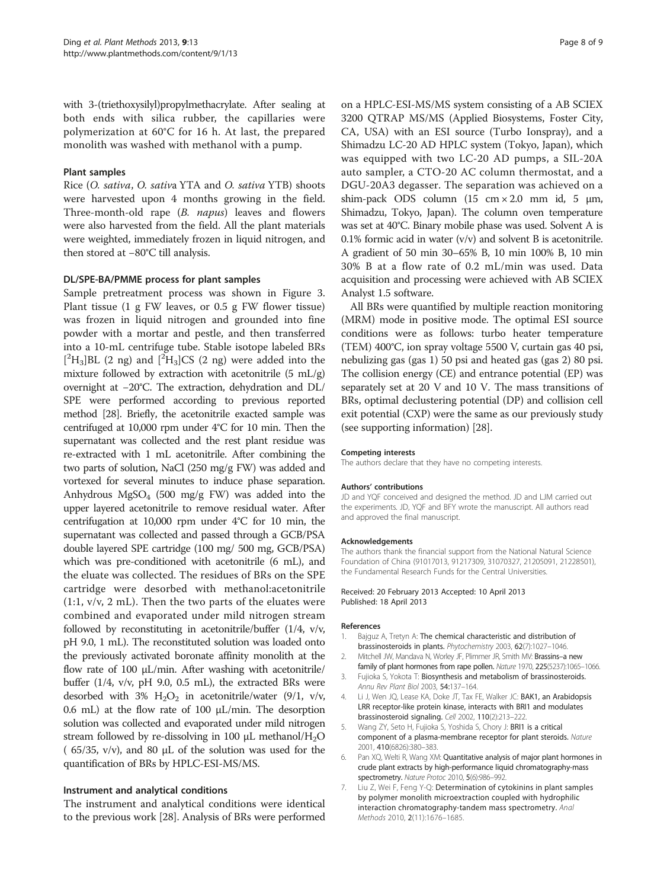with 3-(triethoxysilyl)propylmethacrylate. After sealing at both ends with silica rubber, the capillaries were polymerization at 60°C for 16 h. At last, the prepared monolith was washed with methanol with a pump.

### Plant samples

Rice (*O. sativa*, *O. sativa* YTA and *O. sativa* YTB) shoots were harvested upon 4 months growing in the field. Three-month-old rape (*B. napus*) leaves and flowers were also harvested from the field. All the plant materials were weighted, immediately frozen in liquid nitrogen, and then stored at −80°C till analysis.

### DL/SPE-BA/PMME process for plant samples

Sample pretreatment process was shown in Figure 3. Plant tissue (1 g FW leaves, or 0.5 g FW flower tissue) was frozen in liquid nitrogen and grounded into fine powder with a mortar and pestle, and then transferred into a 10-mL centrifuge tube. Stable isotope labeled BRs [$^2$H$_3$]BL (2 ng) and [$^2$H$_3$]CS (2 ng) were added into the mixture followed by extraction with acetonitrile (5 mL/g) overnight at −20°C. The extraction, dehydration and DL/SPE were performed according to previous reported method [28]. Briefly, the acetonitrile exacted sample was centrifuged at 10,000 rpm under 4°C for 10 min. Then the supernatant was collected and the rest plant residue was re-extracted with 1 mL acetonitrile. After combining the two parts of solution, NaCl (250 mg/g FW) was added and vortexed for several minutes to induce phase separation. Anhydrous $MgSO_4$ (500 mg/g FW) was added into the upper layered acetonitrile to remove residual water. After centrifugation at 10,000 rpm under 4°C for 10 min, the supernatant was collected and passed through a GCB/PSA double layered SPE cartridge (100 mg/ 500 mg, GCB/PSA) which was pre-conditioned with acetonitrile (6 mL), and the eluate was collected. The residues of BRs on the SPE cartridge were desorbed with methanol:acetonitrile (1:1, v/v, 2 mL). Then the two parts of the eluates were combined and evaporated under mild nitrogen stream followed by reconstituting in acetonitrile/buffer (1/4, v/v, pH 9.0, 1 mL). The reconstituted solution was loaded onto the previously activated boronate affinity monolith at the flow rate of 100 μL/min. After washing with acetonitrile/buffer (1/4, v/v, pH 9.0, 0.5 mL), the extracted BRs were desorbed with 3% $H_2O_2$ in acetonitrile/water (9/1, v/v, 0.6 mL) at the flow rate of 100 μL/min. The desorption solution was collected and evaporated under mild nitrogen stream followed by re-dissolving in 100 μL methanol/$H_2O$ ( 65/35, v/v), and 80 μL of the solution was used for the quantification of BRs by HPLC-ESI-MS/MS.

### Instrument and analytical conditions

The instrument and analytical conditions were identical to the previous work [28]. Analysis of BRs were performed on a HPLC-ESI-MS/MS system consisting of a AB SCIEX 3200 QTRAP MS/MS (Applied Biosystems, Foster City, CA, USA) with an ESI source (Turbo Ionspray), and a Shimadzu LC-20 AD HPLC system (Tokyo, Japan), which was equipped with two LC-20 AD pumps, a SIL-20A auto sampler, a CTO-20 AC column thermostat, and a DGU-20A3 degasser. The separation was achieved on a shim-pack ODS column (15 cm × 2.0 mm id, 5 μm, Shimadzu, Tokyo, Japan). The column oven temperature was set at 40°C. Binary mobile phase was used. Solvent A is 0.1% formic acid in water (v/v) and solvent B is acetonitrile. A gradient of 50 min 30–65% B, 10 min 100% B, 10 min 30% B at a flow rate of 0.2 mL/min was used. Data acquisition and processing were achieved with AB SCIEX Analyst 1.5 software.

All BRs were quantified by multiple reaction monitoring (MRM) mode in positive mode. The optimal ESI source conditions were as follows: turbo heater temperature (TEM) 400°C, ion spray voltage 5500 V, curtain gas 40 psi, nebulizing gas (gas 1) 50 psi and heated gas (gas 2) 80 psi. The collision energy (CE) and entrance potential (EP) was separately set at 20 V and 10 V. The mass transitions of BRs, optimal declustering potential (DP) and collision cell exit potential (CXP) were the same as our previously study (see supporting information) [28].

#### Competing interests

The authors declare that they have no competing interests.

#### Authors' contributions

JD and YQF conceived and designed the method. JD and LJM carried out the experiments. JD, YQF and BFY wrote the manuscript. All authors read and approved the final manuscript.

#### Acknowledgements

The authors thank the financial support from the National Natural Science Foundation of China (91017013, 91217309, 31070327, 21205091, 21228501), the Fundamental Research Funds for the Central Universities.

Received: 20 February 2013 Accepted: 10 April 2013
Published: 18 April 2013

#### References

1. Bajguz A, Tretyn A: **The chemical characteristic and distribution of brassinosteroids in plants.** *Phytochemistry* 2003, **62**(7):1027–1046.
2. Mitchell JW, Mandava N, Worley JF, Plimmer JR, Smith MV: **Brassins–a new family of plant hormones from rape pollen.** *Nature* 1970, **225**(5237):1065–1066.
3. Fujioka S, Yokota T: **Biosynthesis and metabolism of brassinosteroids.** *Annu Rev Plant Biol* 2003, **54**:137–164.
4. Li J, Wen JQ, Lease KA, Doke JT, Tax FE, Walker JC: **BAK1, an Arabidopsis LRR receptor-like protein kinase, interacts with BRI1 and modulates brassinosteroid signaling.** *Cell* 2002, **110**(2):213–222.
5. Wang ZY, Seto H, Fujioka S, Yoshida S, Chory J: **BRI1 is a critical component of a plasma-membrane receptor for plant steroids.** *Nature* 2001, **410**(6826):380–383.
6. Pan XQ, Welti R, Wang XM: **Quantitative analysis of major plant hormones in crude plant extracts by high-performance liquid chromatography-mass spectrometry.** *Nature Protoc* 2010, **5**(6):986–992.
7. Liu Z, Wei F, Feng Y-Q: **Determination of cytokinins in plant samples by polymer monolith microextraction coupled with hydrophilic interaction chromatography-tandem mass spectrometry.** *Anal Methods* 2010, **2**(11):1676–1685.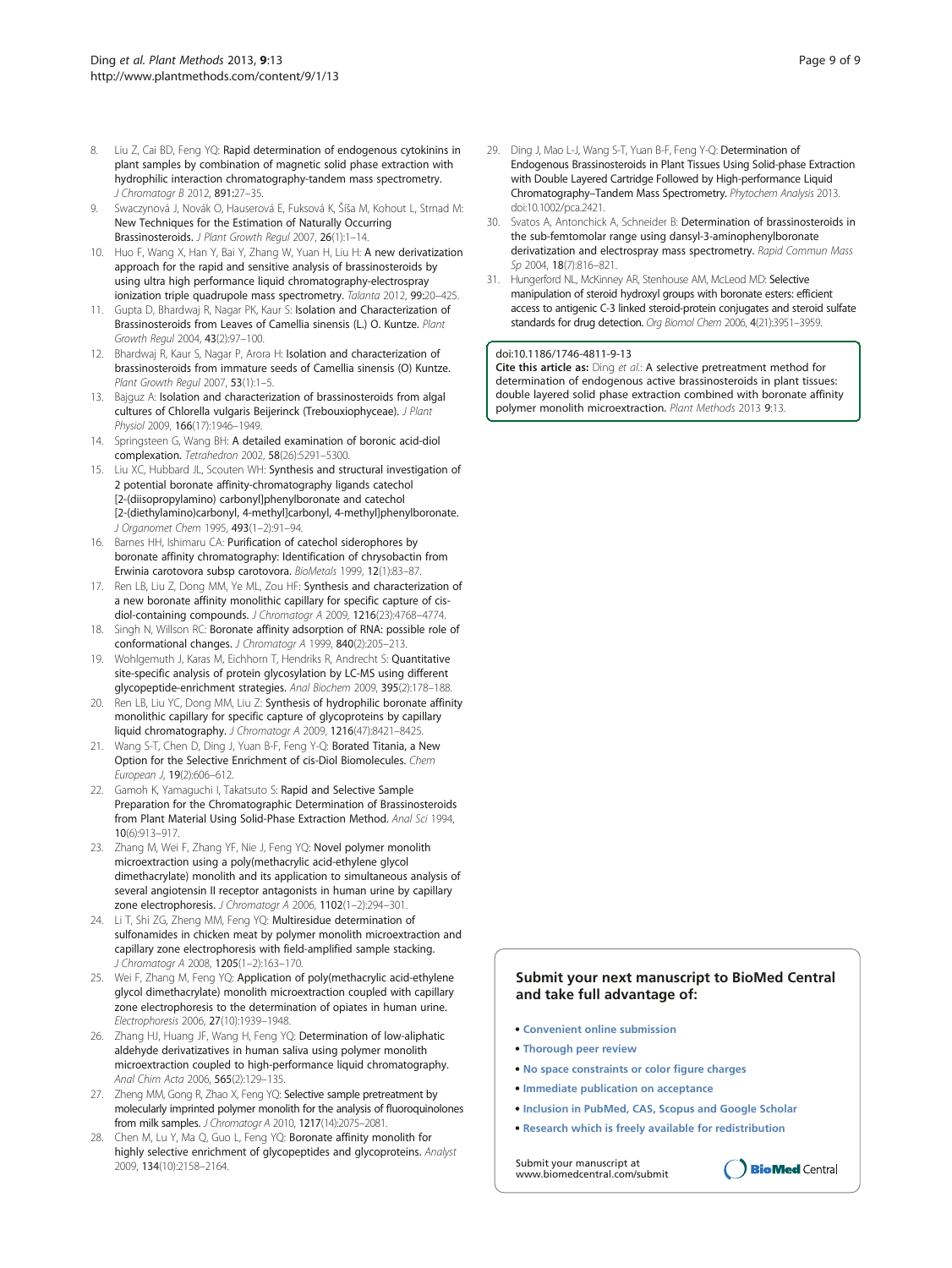8. Liu Z, Cai BD, Feng YQ: **Rapid determination of endogenous cytokinins in plant samples by combination of magnetic solid phase extraction with hydrophilic interaction chromatography-tandem mass spectrometry.** *J Chromatogr B* 2012, **891:**27–35.
9. Swaczynová J, Novák O, Hauserová E, Fuksová K, Šíša M, Kohout L, Strnad M: **New Techniques for the Estimation of Naturally Occurring Brassinosteroids.** *J Plant Growth Regul* 2007, **26**(1):1–14.
10. Huo F, Wang X, Han Y, Bai Y, Zhang W, Yuan H, Liu H: **A new derivatization approach for the rapid and sensitive analysis of brassinosteroids by using ultra high performance liquid chromatography-electrospray ionization triple quadrupole mass spectrometry.** *Talanta* 2012, **99:**20–425.
11. Gupta D, Bhardwaj R, Nagar PK, Kaur S: **Isolation and Characterization of Brassinosteroids from Leaves of Camellia sinensis (L.) O. Kuntze.** *Plant Growth Regul* 2004, **43**(2):97–100.
12. Bhardwaj R, Kaur S, Nagar P, Arora H: **Isolation and characterization of brassinosteroids from immature seeds of Camellia sinensis (O) Kuntze.** *Plant Growth Regul* 2007, **53**(1):1–5.
13. Bajguz A: **Isolation and characterization of brassinosteroids from algal cultures of Chlorella vulgaris Beijerinck (Trebouxiophyceae).** *J Plant Physiol* 2009, **166**(17):1946–1949.
14. Springsteen G, Wang BH: **A detailed examination of boronic acid-diol complexation.** *Tetrahedron* 2002, **58**(26):5291–5300.
15. Liu XC, Hubbard JL, Scouten WH: **Synthesis and structural investigation of 2 potential boronate affinity-chromatography ligands catechol [2-(diisopropylamino) carbonyl]phenylboronate and catechol [2-(diethylamino)carbonyl, 4-methyl]carbonyl, 4-methyl]phenylboronate.** *J Organomet Chem* 1995, **493**(1–2):91–94.
16. Barnes HH, Ishimaru CA: **Purification of catechol siderophores by boronate affinity chromatography: Identification of chrysobactin from Erwinia carotovora subsp carotovora.** *BioMetals* 1999, **12**(1):83–87.
17. Ren LB, Liu Z, Dong MM, Ye ML, Zou HF: **Synthesis and characterization of a new boronate affinity monolithic capillary for specific capture of cis-diol-containing compounds.** *J Chromatogr A* 2009, **1216**(23):4768–4774.
18. Singh N, Willson RC: **Boronate affinity adsorption of RNA: possible role of conformational changes.** *J Chromatogr A* 1999, **840**(2):205–213.
19. Wohlgemuth J, Karas M, Eichhorn T, Hendriks R, Andrecht S: **Quantitative site-specific analysis of protein glycosylation by LC-MS using different glycopeptide-enrichment strategies.** *Anal Biochem* 2009, **395**(2):178–188.
20. Ren LB, Liu YC, Dong MM, Liu Z: **Synthesis of hydrophilic boronate affinity monolithic capillary for specific capture of glycoproteins by capillary liquid chromatography.** *J Chromatogr A* 2009, **1216**(47):8421–8425.
21. Wang S-T, Chen D, Ding J, Yuan B-F, Feng Y-Q: **Borated Titania, a New Option for the Selective Enrichment of cis-Diol Biomolecules.** *Chem European J*, **19**(2):606–612.
22. Gamoh K, Yamaguchi I, Takatsuto S: **Rapid and Selective Sample Preparation for the Chromatographic Determination of Brassinosteroids from Plant Material Using Solid-Phase Extraction Method.** *Anal Sci* 1994, **10**(6):913–917.
23. Zhang M, Wei F, Zhang YF, Nie J, Feng YQ: **Novel polymer monolith microextraction using a poly(methacrylic acid-ethylene glycol dimethacrylate) monolith and its application to simultaneous analysis of several angiotensin II receptor antagonists in human urine by capillary zone electrophoresis.** *J Chromatogr A* 2006, **1102**(1–2):294–301.
24. Li T, Shi ZG, Zheng MM, Feng YQ: **Multiresidue determination of sulfonamides in chicken meat by polymer monolith microextraction and capillary zone electrophoresis with field-amplified sample stacking.** *J Chromatogr A* 2008, **1205**(1–2):163–170.
25. Wei F, Zhang M, Feng YQ: **Application of poly(methacrylic acid-ethylene glycol dimethacrylate) monolith microextraction coupled with capillary zone electrophoresis to the determination of opiates in human urine.** *Electrophoresis* 2006, **27**(10):1939–1948.
26. Zhang HJ, Huang JF, Wang H, Feng YQ: **Determination of low-aliphatic aldehyde derivatizatives in human saliva using polymer monolith microextraction coupled to high-performance liquid chromatography.** *Anal Chim Acta* 2006, **565**(2):129–135.
27. Zheng MM, Gong R, Zhao X, Feng YQ: **Selective sample pretreatment by molecularly imprinted polymer monolith for the analysis of fluoroquinolones from milk samples.** *J Chromatogr A* 2010, **1217**(14):2075–2081.
28. Chen M, Lu Y, Ma Q, Guo L, Feng YQ: **Boronate affinity monolith for highly selective enrichment of glycopeptides and glycoproteins.** *Analyst* 2009, **134**(10):2158–2164.
29. Ding J, Mao L-J, Wang S-T, Yuan B-F, Feng Y-Q: **Determination of Endogenous Brassinosteroids in Plant Tissues Using Solid-phase Extraction with Double Layered Cartridge Followed by High-performance Liquid Chromatography–Tandem Mass Spectrometry.** *Phytochem Analysis* 2013. doi:10.1002/pca.2421.
30. Svatos A, Antonchick A, Schneider B: **Determination of brassinosteroids in the sub-femtomolar range using dansyl-3-aminophenylboronate derivatization and electrospray mass spectrometry.** *Rapid Commun Mass Sp* 2004, **18**(7):816–821.
31. Hungerford NL, McKinney AR, Stenhouse AM, McLeod MD: **Selective manipulation of steroid hydroxyl groups with boronate esters: efficient access to antigenic C-3 linked steroid-protein conjugates and steroid sulfate standards for drug detection.** *Org Biomol Chem* 2006, **4**(21):3951–3959.

doi:10.1186/1746-4811-9-13

**Cite this article as:** Ding *et al.*: A selective pretreatment method for determination of endogenous active brassinosteroids in plant tissues: double layered solid phase extraction combined with boronate affinity polymer monolith microextraction. *Plant Methods* 2013 **9**:13.

**Submit your next manuscript to BioMed Central and take full advantage of:**

- Convenient online submission
- Thorough peer review
- No space constraints or color figure charges
- Immediate publication on acceptance
- Inclusion in PubMed, CAS, Scopus and Google Scholar
- Research which is freely available for redistribution

Submit your manuscript at www.biomedcentral.com/submit

BioMed Central